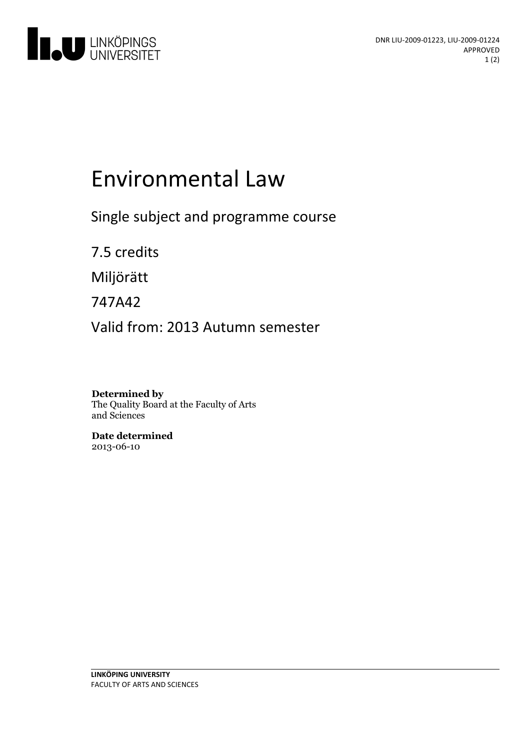DNR LIU-2009-01223, LIU-2009-01224
APPROVED

# Environmental Law

## Single subject and programme course

7.5 credits

Miljörätt

747A42

Valid from: 2013 Autumn semester

**Determined by**
The Quality Board at the Faculty of Arts and Sciences

**Date determined**
2013-06-10

**LINKÖPING UNIVERSITY**
FACULTY OF ARTS AND SCIENCES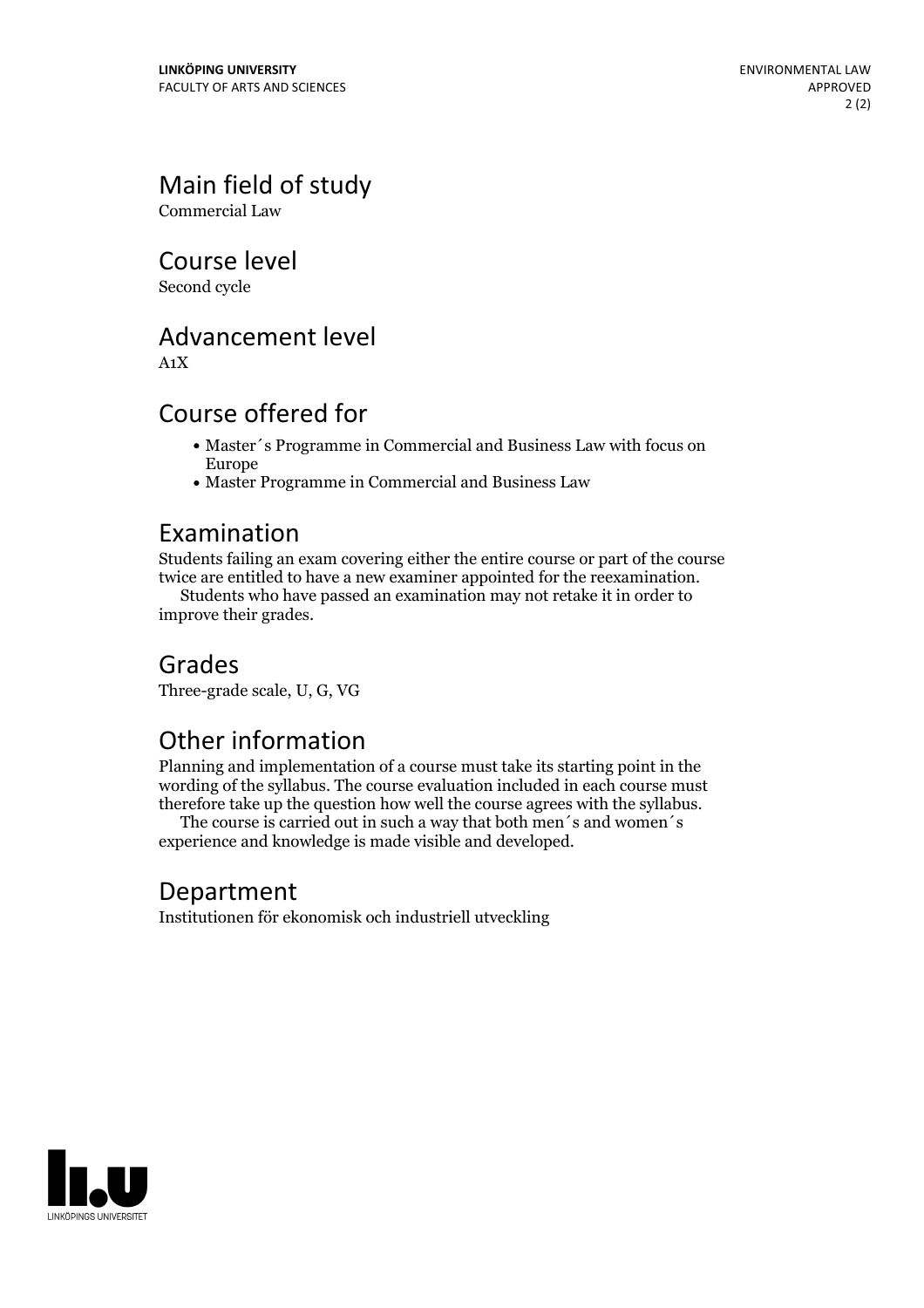## Main field of study

Commercial Law

## Course level

Second cycle

## Advancement level

A1X

## Course offered for

- Master´s Programme in Commercial and Business Law with focus on Europe
- Master Programme in Commercial and Business Law

## Examination

Students failing an exam covering either the entire course or part of the course twice are entitled to have a new examiner appointed for the reexamination.

Students who have passed an examination may not retake it in order to improve their grades.

## Grades

Three-grade scale, U, G, VG

## Other information

Planning and implementation of a course must take its starting point in the wording of the syllabus. The course evaluation included in each course must therefore take up the question how well the course agrees with the syllabus.

The course is carried out in such a way that both men´s and women´s experience and knowledge is made visible and developed.

## Department

Institutionen för ekonomisk och industriell utveckling